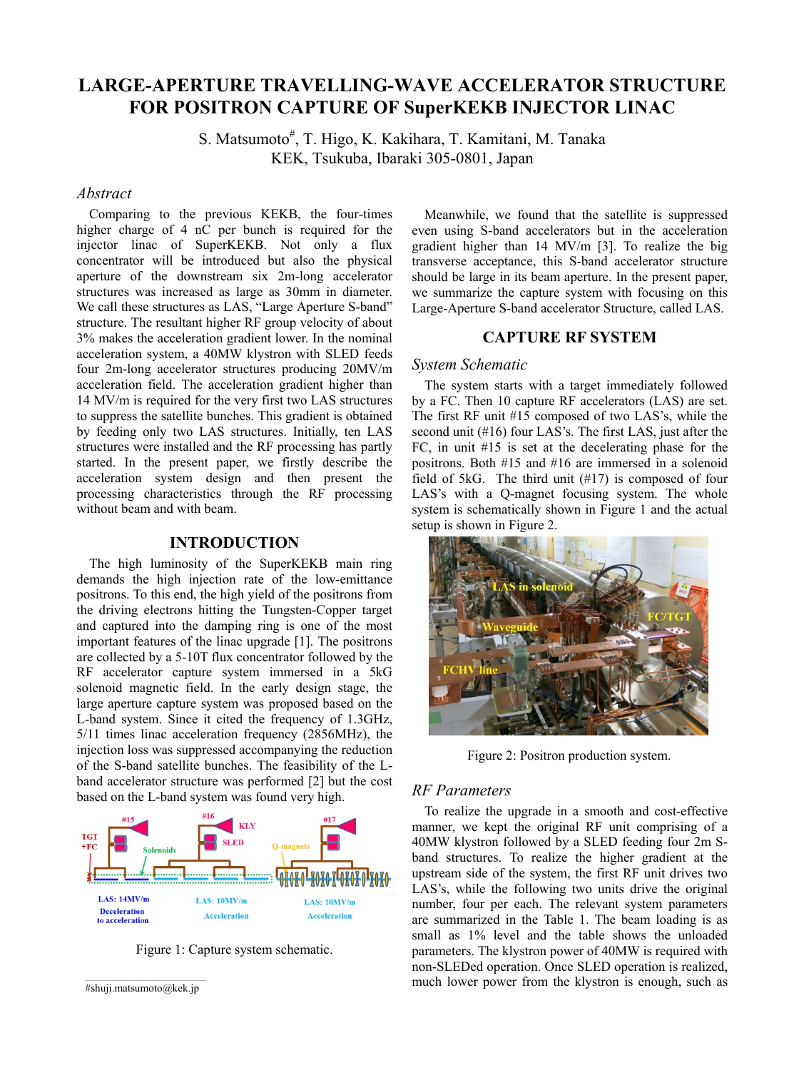# LARGE-APERTURE TRAVELLING-WAVE ACCELERATOR STRUCTURE FOR POSITRON CAPTURE OF SuperKEKB INJECTOR LINAC

S. Matsumoto#, T. Higo, K. Kakihara, T. Kamitani, M. Tanaka
KEK, Tsukuba, Ibaraki 305-0801, Japan

## *Abstract*

Comparing to the previous KEKB, the four-times higher charge of 4 nC per bunch is required for the injector linac of SuperKEKB. Not only a flux concentrator will be introduced but also the physical aperture of the downstream six 2m-long accelerator structures was increased as large as 30mm in diameter. We call these structures as LAS, "Large Aperture S-band" structure. The resultant higher RF group velocity of about 3% makes the acceleration gradient lower. In the nominal acceleration system, a 40MW klystron with SLED feeds four 2m-long accelerator structures producing 20MV/m acceleration field. The acceleration gradient higher than 14 MV/m is required for the very first two LAS structures to suppress the satellite bunches. This gradient is obtained by feeding only two LAS structures. Initially, ten LAS structures were installed and the RF processing has partly started. In the present paper, we firstly describe the acceleration system design and then present the processing characteristics through the RF processing without beam and with beam.

## INTRODUCTION

The high luminosity of the SuperKEKB main ring demands the high injection rate of the low-emittance positrons. To this end, the high yield of the positrons from the driving electrons hitting the Tungsten-Copper target and captured into the damping ring is one of the most important features of the linac upgrade [1]. The positrons are collected by a 5-10T flux concentrator followed by the RF accelerator capture system immersed in a 5kG solenoid magnetic field. In the early design stage, the large aperture capture system was proposed based on the L-band system. Since it cited the frequency of 1.3GHz, 5/11 times linac acceleration frequency (2856MHz), the injection loss was suppressed accompanying the reduction of the S-band satellite bunches. The feasibility of the L-band accelerator structure was performed [2] but the cost based on the L-band system was found very high.

Figure 1: Capture system schematic.

Meanwhile, we found that the satellite is suppressed even using S-band accelerators but in the acceleration gradient higher than 14 MV/m [3]. To realize the big transverse acceptance, this S-band accelerator structure should be large in its beam aperture. In the present paper, we summarize the capture system with focusing on this Large-Aperture S-band accelerator Structure, called LAS.

## CAPTURE RF SYSTEM

### *System Schematic*

The system starts with a target immediately followed by a FC. Then 10 capture RF accelerators (LAS) are set. The first RF unit #15 composed of two LAS's, while the second unit (#16) four LAS's. The first LAS, just after the FC, in unit #15 is set at the decelerating phase for the positrons. Both #15 and #16 are immersed in a solenoid field of 5kG. The third unit (#17) is composed of four LAS's with a Q-magnet focusing system. The whole system is schematically shown in Figure 1 and the actual setup is shown in Figure 2.

Figure 2: Positron production system.

### *RF Parameters*

To realize the upgrade in a smooth and cost-effective manner, we kept the original RF unit comprising of a 40MW klystron followed by a SLED feeding four 2m S-band structures. To realize the higher gradient at the upstream side of the system, the first RF unit drives two LAS's, while the following two units drive the original number, four per each. The relevant system parameters are summarized in the Table 1. The beam loading is as small as 1% level and the table shows the unloaded parameters. The klystron power of 40MW is required with non-SLEDed operation. Once SLED operation is realized, much lower power from the klystron is enough, such as

---

#shuji.matsumoto@kek.jp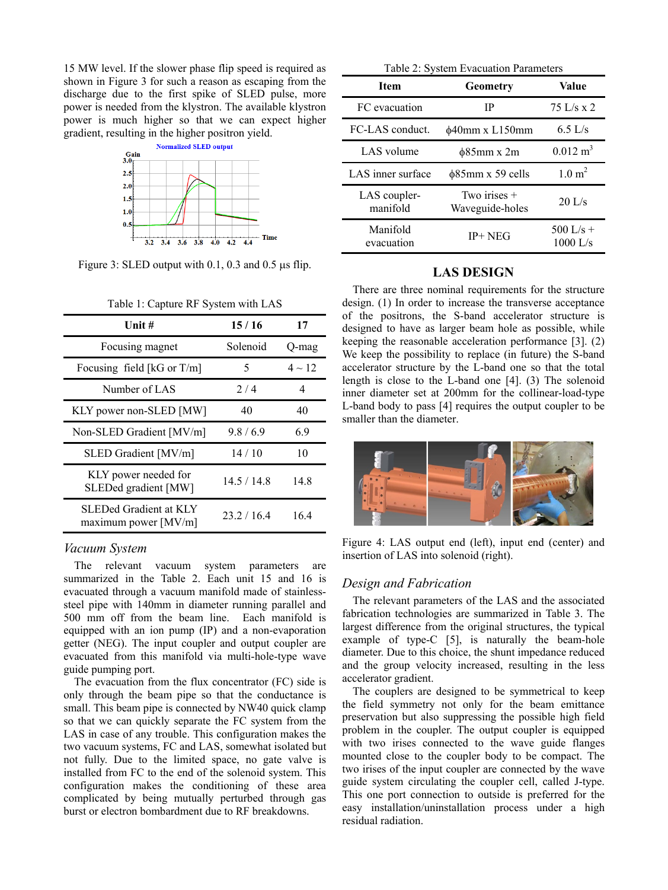15 MW level. If the slower phase flip speed is required as shown in Figure 3 for such a reason as escaping from the discharge due to the first spike of SLED pulse, more power is needed from the klystron. The available klystron power is much higher so that we can expect higher gradient, resulting in the higher positron yield.

Figure 3: SLED output with 0.1, 0.3 and 0.5 μs flip.

Table 1: Capture RF System with LAS

| Unit # | 15 / 16 | 17 |
|---|---|---|
| Focusing magnet | Solenoid | Q-mag |
| Focusing field [kG or T/m] | 5 | 4 ~ 12 |
| Number of LAS | 2 / 4 | 4 |
| KLY power non-SLED [MW] | 40 | 40 |
| Non-SLED Gradient [MV/m] | 9.8 / 6.9 | 6.9 |
| SLED Gradient [MV/m] | 14 / 10 | 10 |
| KLY power needed for SLEDed gradient [MW] | 14.5 / 14.8 | 14.8 |
| SLEDed Gradient at KLY maximum power [MV/m] | 23.2 / 16.4 | 16.4 |

### *Vacuum System*

The relevant vacuum system parameters are summarized in the Table 2. Each unit 15 and 16 is evacuated through a vacuum manifold made of stainless-steel pipe with 140mm in diameter running parallel and 500 mm off from the beam line. Each manifold is equipped with an ion pump (IP) and a non-evaporation getter (NEG). The input coupler and output coupler are evacuated from this manifold via multi-hole-type wave guide pumping port.

The evacuation from the flux concentrator (FC) side is only through the beam pipe so that the conductance is small. This beam pipe is connected by NW40 quick clamp so that we can quickly separate the FC system from the LAS in case of any trouble. This configuration makes the two vacuum systems, FC and LAS, somewhat isolated but not fully. Due to the limited space, no gate valve is installed from FC to the end of the solenoid system. This configuration makes the conditioning of these area complicated by being mutually perturbed through gas burst or electron bombardment due to RF breakdowns.

Table 2: System Evacuation Parameters

| Item | Geometry | Value |
|---|---|---|
| FC evacuation | IP | 75 L/s x 2 |
| FC-LAS conduct. | ϕ40mm x L150mm | 6.5 L/s |
| LAS volume | ϕ85mm x 2m | 0.012 $m^3$ |
| LAS inner surface | ϕ85mm x 59 cells | 1.0 $m^2$ |
| LAS coupler-manifold | Two irises + Waveguide-holes | 20 L/s |
| Manifold evacuation | IP+ NEG | 500 L/s + 1000 L/s |

## LAS DESIGN

There are three nominal requirements for the structure design. (1) In order to increase the transverse acceptance of the positrons, the S-band accelerator structure is designed to have as larger beam hole as possible, while keeping the reasonable acceleration performance [3]. (2) We keep the possibility to replace (in future) the S-band accelerator structure by the L-band one so that the total length is close to the L-band one [4]. (3) The solenoid inner diameter set at 200mm for the collinear-load-type L-band body to pass [4] requires the output coupler to be smaller than the diameter.

Figure 4: LAS output end (left), input end (center) and insertion of LAS into solenoid (right).

### *Design and Fabrication*

The relevant parameters of the LAS and the associated fabrication technologies are summarized in Table 3. The largest difference from the original structures, the typical example of type-C [5], is naturally the beam-hole diameter. Due to this choice, the shunt impedance reduced and the group velocity increased, resulting in the less accelerator gradient.

The couplers are designed to be symmetrical to keep the field symmetry not only for the beam emittance preservation but also suppressing the possible high field problem in the coupler. The output coupler is equipped with two irises connected to the wave guide flanges mounted close to the coupler body to be compact. The two irises of the input coupler are connected by the wave guide system circulating the coupler cell, called J-type. This one port connection to outside is preferred for the easy installation/uninstallation process under a high residual radiation.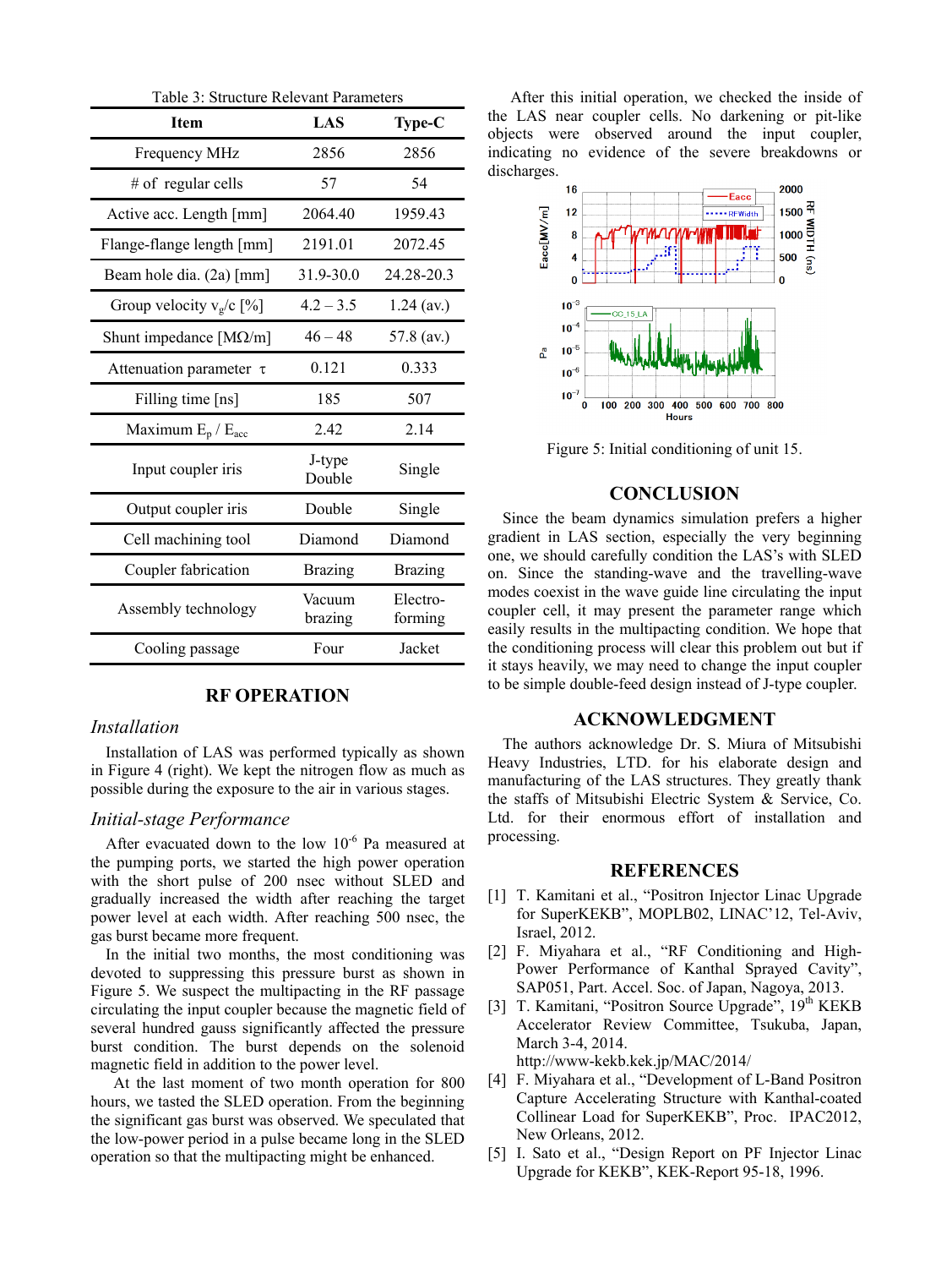Table 3: Structure Relevant Parameters

| Item | LAS | Type-C |
|---|---|---|
| Frequency MHz | 2856 | 2856 |
| # of regular cells | 57 | 54 |
| Active acc. Length [mm] | 2064.40 | 1959.43 |
| Flange-flange length [mm] | 2191.01 | 2072.45 |
| Beam hole dia. (2a) [mm] | 31.9-30.0 | 24.28-20.3 |
| Group velocity $v_g/c$ [%] | 4.2 – 3.5 | 1.24 (av.) |
| Shunt impedance [MΩ/m] | 46 – 48 | 57.8 (av.) |
| Attenuation parameter τ | 0.121 | 0.333 |
| Filling time [ns] | 185 | 507 |
| Maximum $E_p$ / $E_{acc}$ | 2.42 | 2.14 |
| Input coupler iris | J-type Double | Single |
| Output coupler iris | Double | Single |
| Cell machining tool | Diamond | Diamond |
| Coupler fabrication | Brazing | Brazing |
| Assembly technology | Vacuum brazing | Electro-forming |
| Cooling passage | Four | Jacket |

## RF OPERATION

### *Installation*

Installation of LAS was performed typically as shown in Figure 4 (right). We kept the nitrogen flow as much as possible during the exposure to the air in various stages.

### *Initial-stage Performance*

After evacuated down to the low $10^{-6}$ Pa measured at the pumping ports, we started the high power operation with the short pulse of 200 nsec without SLED and gradually increased the width after reaching the target power level at each width. After reaching 500 nsec, the gas burst became more frequent.

In the initial two months, the most conditioning was devoted to suppressing this pressure burst as shown in Figure 5. We suspect the multipacting in the RF passage circulating the input coupler because the magnetic field of several hundred gauss significantly affected the pressure burst condition. The burst depends on the solenoid magnetic field in addition to the power level.

At the last moment of two month operation for 800 hours, we tasted the SLED operation. From the beginning the significant gas burst was observed. We speculated that the low-power period in a pulse became long in the SLED operation so that the multipacting might be enhanced.

After this initial operation, we checked the inside of the LAS near coupler cells. No darkening or pit-like objects were observed around the input coupler, indicating no evidence of the severe breakdowns or discharges.

Eacc[MV/m]
16
12
8
4
0
Eacc
RFWidth
2000
1500
1000
500
0
RF WIDTH (ns)

Pa
$10^{-3}$
$10^{-4}$
$10^{-5}$
$10^{-6}$
$10^{-7}$
CC_15_LA
0 100 200 300 400 500 600 700 800
Hours

Figure 5: Initial conditioning of unit 15.

## CONCLUSION

Since the beam dynamics simulation prefers a higher gradient in LAS section, especially the very beginning one, we should carefully condition the LAS's with SLED on. Since the standing-wave and the travelling-wave modes coexist in the wave guide line circulating the input coupler cell, it may present the parameter range which easily results in the multipacting condition. We hope that the conditioning process will clear this problem out but if it stays heavily, we may need to change the input coupler to be simple double-feed design instead of J-type coupler.

## ACKNOWLEDGMENT

The authors acknowledge Dr. S. Miura of Mitsubishi Heavy Industries, LTD. for his elaborate design and manufacturing of the LAS structures. They greatly thank the staffs of Mitsubishi Electric System & Service, Co. Ltd. for their enormous effort of installation and processing.

## REFERENCES

[1] T. Kamitani et al., "Positron Injector Linac Upgrade for SuperKEKB", MOPLB02, LINAC'12, Tel-Aviv, Israel, 2012.

[2] F. Miyahara et al., "RF Conditioning and High-Power Performance of Kanthal Sprayed Cavity", SAP051, Part. Accel. Soc. of Japan, Nagoya, 2013.

[3] T. Kamitani, "Positron Source Upgrade", 19th KEKB Accelerator Review Committee, Tsukuba, Japan, March 3-4, 2014. http://www-kekb.kek.jp/MAC/2014/

[4] F. Miyahara et al., "Development of L-Band Positron Capture Accelerating Structure with Kanthal-coated Collinear Load for SuperKEKB", Proc. IPAC2012, New Orleans, 2012.

[5] I. Sato et al., "Design Report on PF Injector Linac Upgrade for KEKB", KEK-Report 95-18, 1996.